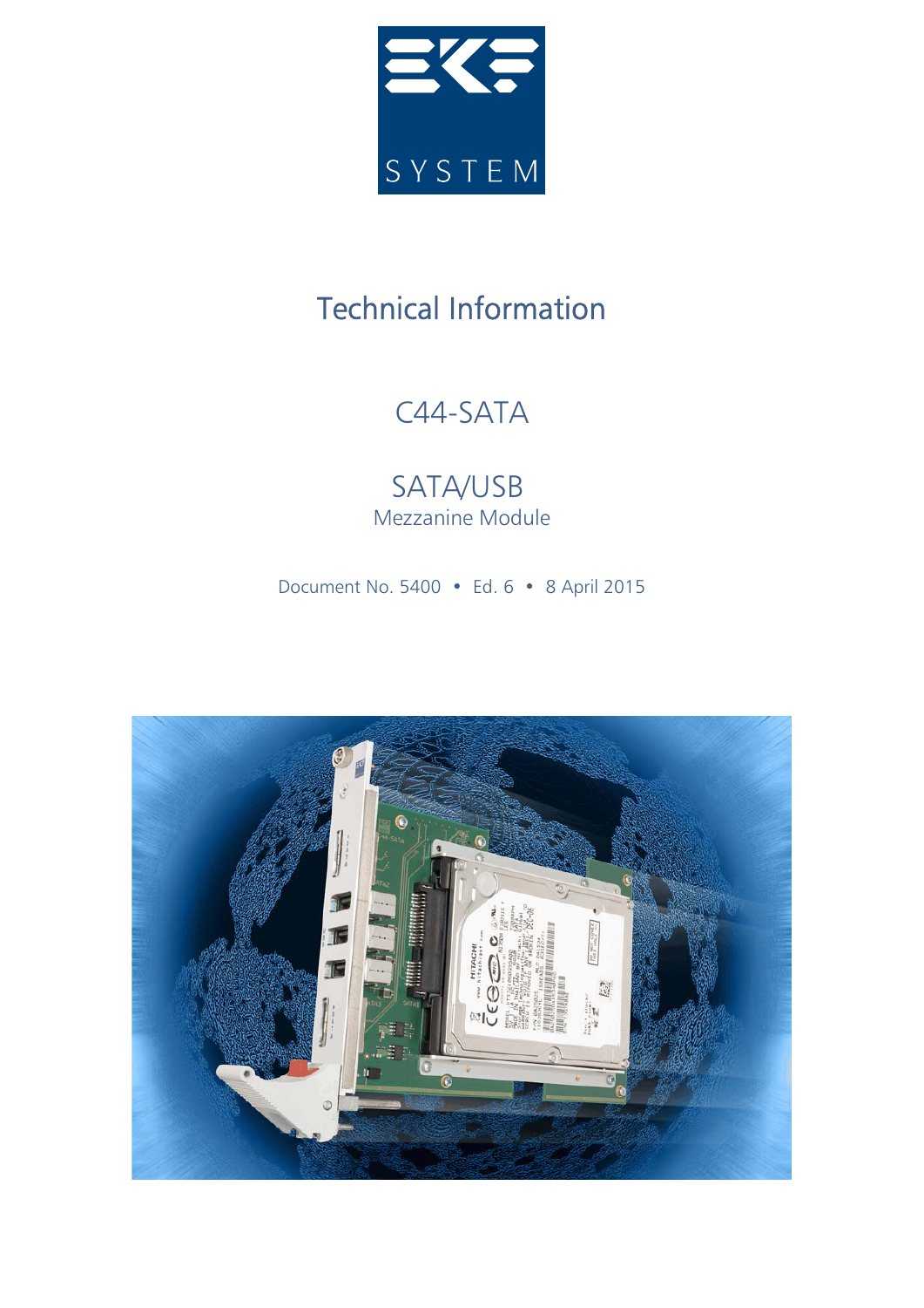# Technical Information

## C44-SATA

## SATA/USB

Mezzanine Module

Document No. 5400 • Ed. 6 • 8 April 2015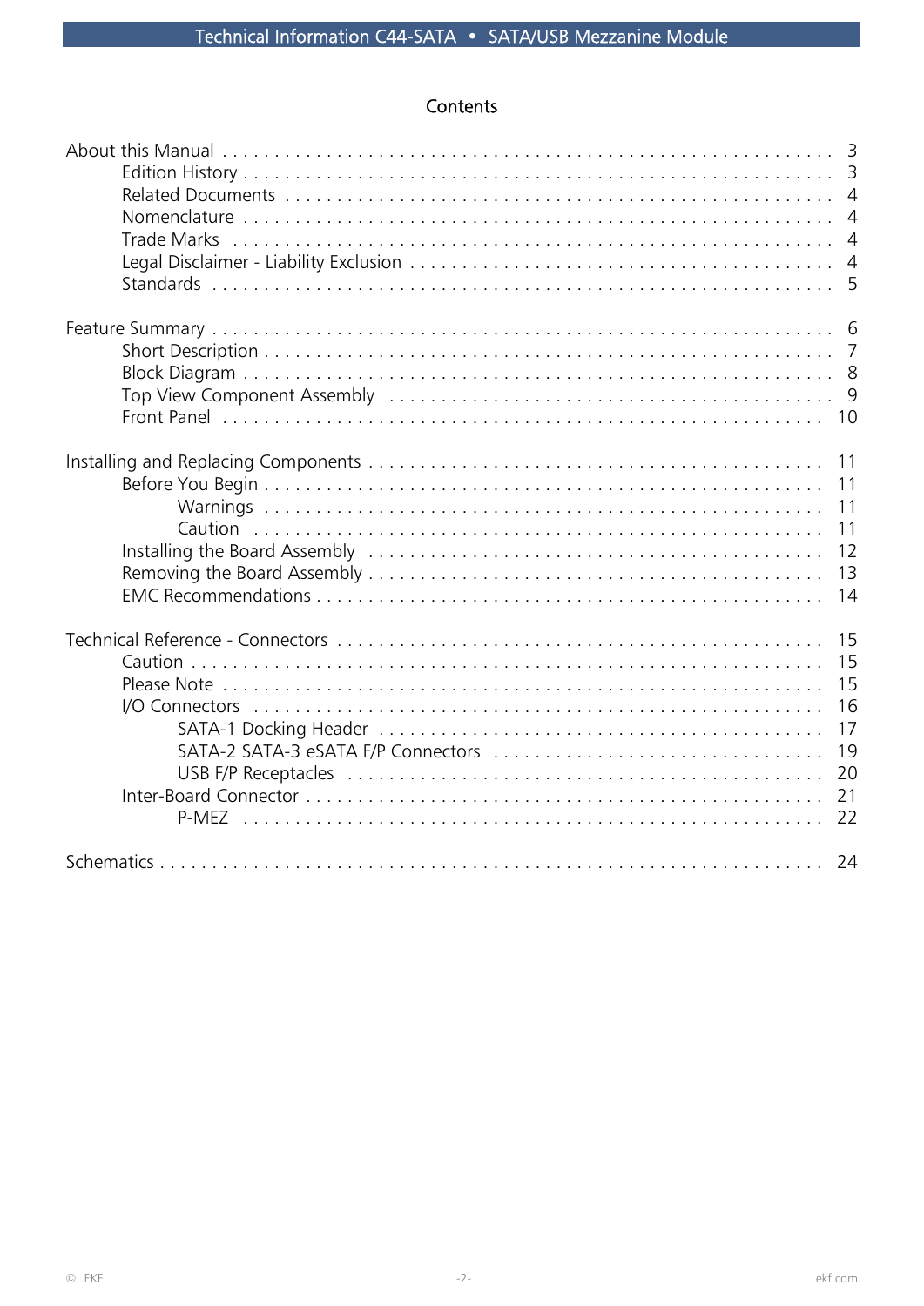## Contents

About this Manual . . . . . . . . . . . . . . . . . . . . . . . . . . . . . . . . . . . . . . . . . . . . . . . . . . . . . . . . . . . 3
- Edition History . . . . . . . . . . . . . . . . . . . . . . . . . . . . . . . . . . . . . . . . . . . . . . . . . . . . . . . . . . . 3
- Related Documents . . . . . . . . . . . . . . . . . . . . . . . . . . . . . . . . . . . . . . . . . . . . . . . . . . . . . . . 4
- Nomenclature . . . . . . . . . . . . . . . . . . . . . . . . . . . . . . . . . . . . . . . . . . . . . . . . . . . . . . . . . . . 4
- Trade Marks . . . . . . . . . . . . . . . . . . . . . . . . . . . . . . . . . . . . . . . . . . . . . . . . . . . . . . . . . . . . 4
- Legal Disclaimer - Liability Exclusion . . . . . . . . . . . . . . . . . . . . . . . . . . . . . . . . . . . . . . . . . . . . 4
- Standards . . . . . . . . . . . . . . . . . . . . . . . . . . . . . . . . . . . . . . . . . . . . . . . . . . . . . . . . . . . . . 5

Feature Summary . . . . . . . . . . . . . . . . . . . . . . . . . . . . . . . . . . . . . . . . . . . . . . . . . . . . . . . . . . . 6
- Short Description . . . . . . . . . . . . . . . . . . . . . . . . . . . . . . . . . . . . . . . . . . . . . . . . . . . . . . . . . 7
- Block Diagram . . . . . . . . . . . . . . . . . . . . . . . . . . . . . . . . . . . . . . . . . . . . . . . . . . . . . . . . . . . 8
- Top View Component Assembly . . . . . . . . . . . . . . . . . . . . . . . . . . . . . . . . . . . . . . . . . . . . . . . . 9
- Front Panel . . . . . . . . . . . . . . . . . . . . . . . . . . . . . . . . . . . . . . . . . . . . . . . . . . . . . . . . . . . . 10

Installing and Replacing Components . . . . . . . . . . . . . . . . . . . . . . . . . . . . . . . . . . . . . . . . . . . . 11
- Before You Begin . . . . . . . . . . . . . . . . . . . . . . . . . . . . . . . . . . . . . . . . . . . . . . . . . . . . . . . . 11
  - Warnings . . . . . . . . . . . . . . . . . . . . . . . . . . . . . . . . . . . . . . . . . . . . . . . . . . . . . . . . . . 11
  - Caution . . . . . . . . . . . . . . . . . . . . . . . . . . . . . . . . . . . . . . . . . . . . . . . . . . . . . . . . . . . 11
- Installing the Board Assembly . . . . . . . . . . . . . . . . . . . . . . . . . . . . . . . . . . . . . . . . . . . . . . . 12
- Removing the Board Assembly . . . . . . . . . . . . . . . . . . . . . . . . . . . . . . . . . . . . . . . . . . . . . . . 13
- EMC Recommendations . . . . . . . . . . . . . . . . . . . . . . . . . . . . . . . . . . . . . . . . . . . . . . . . . . . . 14

Technical Reference - Connectors . . . . . . . . . . . . . . . . . . . . . . . . . . . . . . . . . . . . . . . . . . . . . . 15
- Caution . . . . . . . . . . . . . . . . . . . . . . . . . . . . . . . . . . . . . . . . . . . . . . . . . . . . . . . . . . . . . . 15
- Please Note . . . . . . . . . . . . . . . . . . . . . . . . . . . . . . . . . . . . . . . . . . . . . . . . . . . . . . . . . . . . 15
- I/O Connectors . . . . . . . . . . . . . . . . . . . . . . . . . . . . . . . . . . . . . . . . . . . . . . . . . . . . . . . . . . 16
  - SATA-1 Docking Header . . . . . . . . . . . . . . . . . . . . . . . . . . . . . . . . . . . . . . . . . . . . . . . . . 17
  - SATA-2 SATA-3 eSATA F/P Connectors . . . . . . . . . . . . . . . . . . . . . . . . . . . . . . . . . . . . . . 19
  - USB F/P Receptacles . . . . . . . . . . . . . . . . . . . . . . . . . . . . . . . . . . . . . . . . . . . . . . . . . . . 20
- Inter-Board Connector . . . . . . . . . . . . . . . . . . . . . . . . . . . . . . . . . . . . . . . . . . . . . . . . . . . . . 21
  - P-MEZ . . . . . . . . . . . . . . . . . . . . . . . . . . . . . . . . . . . . . . . . . . . . . . . . . . . . . . . . . . . . 22

Schematics . . . . . . . . . . . . . . . . . . . . . . . . . . . . . . . . . . . . . . . . . . . . . . . . . . . . . . . . . . . . . . 24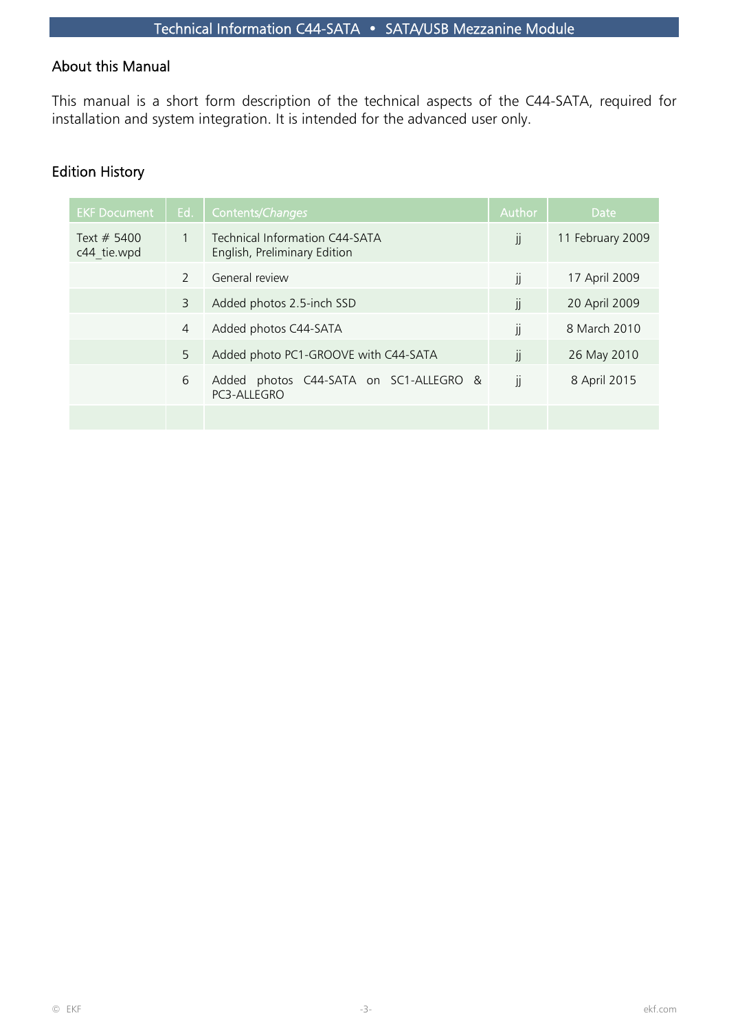## About this Manual

This manual is a short form description of the technical aspects of the C44-SATA, required for installation and system integration. It is intended for the advanced user only.

## Edition History

| EKF Document | Ed. | Contents/*Changes* | Author | Date |
|---|---|---|---|---|
| Text # 5400<br>c44_tie.wpd | 1 | Technical Information C44-SATA<br>English, Preliminary Edition | jj | 11 February 2009 |
| | 2 | General review | jj | 17 April 2009 |
| | 3 | Added photos 2.5-inch SSD | jj | 20 April 2009 |
| | 4 | Added photos C44-SATA | jj | 8 March 2010 |
| | 5 | Added photo PC1-GROOVE with C44-SATA | jj | 26 May 2010 |
| | 6 | Added photos C44-SATA on SC1-ALLEGRO & PC3-ALLEGRO | jj | 8 April 2015 |
| | | | | |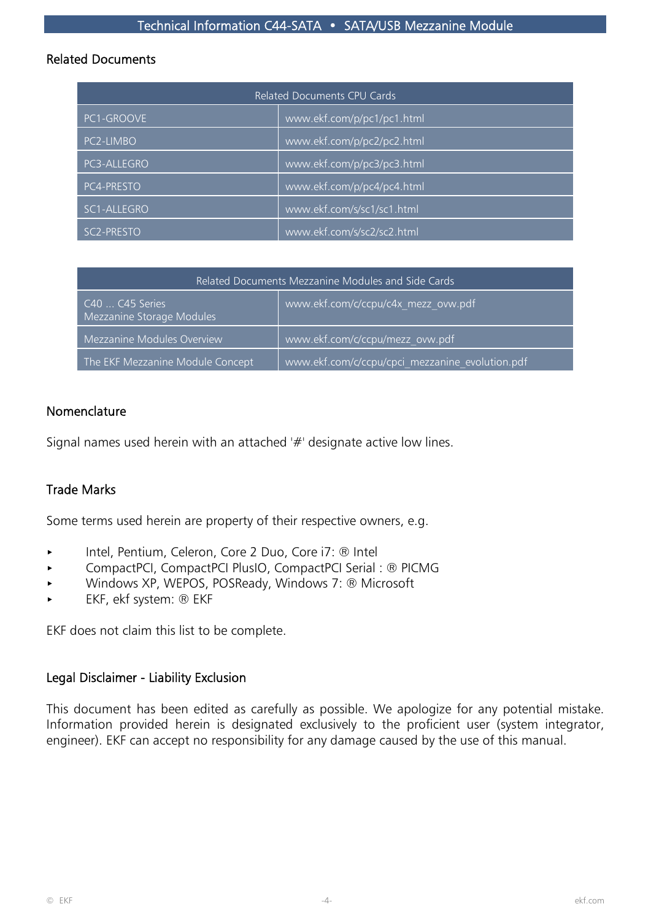## Related Documents

| Related Documents CPU Cards | |
|---|---|
| PC1-GROOVE | www.ekf.com/p/pc1/pc1.html |
| PC2-LIMBO | www.ekf.com/p/pc2/pc2.html |
| PC3-ALLEGRO | www.ekf.com/p/pc3/pc3.html |
| PC4-PRESTO | www.ekf.com/p/pc4/pc4.html |
| SC1-ALLEGRO | www.ekf.com/s/sc1/sc1.html |
| SC2-PRESTO | www.ekf.com/s/sc2/sc2.html |

| Related Documents Mezzanine Modules and Side Cards | |
|---|---|
| C40 ... C45 Series Mezzanine Storage Modules | www.ekf.com/c/ccpu/c4x_mezz_ovw.pdf |
| Mezzanine Modules Overview | www.ekf.com/c/ccpu/mezz_ovw.pdf |
| The EKF Mezzanine Module Concept | www.ekf.com/c/ccpu/cpci_mezzanine_evolution.pdf |

## Nomenclature

Signal names used herein with an attached '#' designate active low lines.

## Trade Marks

Some terms used herein are property of their respective owners, e.g.

- Intel, Pentium, Celeron, Core 2 Duo, Core i7: ® Intel
- CompactPCI, CompactPCI PlusIO, CompactPCI Serial : ® PICMG
- Windows XP, WEPOS, POSReady, Windows 7: ® Microsoft
- EKF, ekf system: ® EKF

EKF does not claim this list to be complete.

## Legal Disclaimer - Liability Exclusion

This document has been edited as carefully as possible. We apologize for any potential mistake. Information provided herein is designated exclusively to the proficient user (system integrator, engineer). EKF can accept no responsibility for any damage caused by the use of this manual.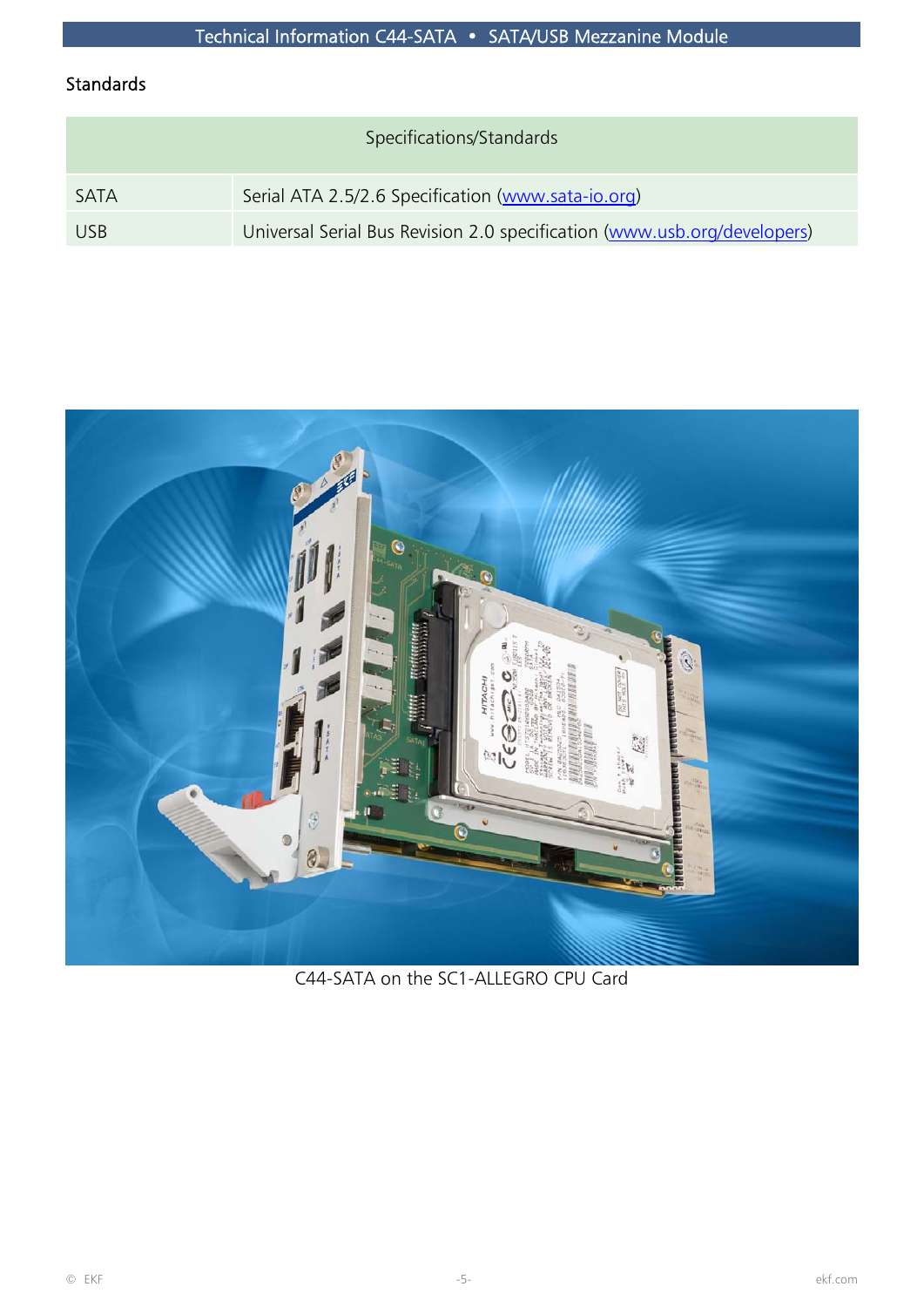## Standards

| Specifications/Standards | |
|---|---|
| SATA | Serial ATA 2.5/2.6 Specification (www.sata-io.org) |
| USB | Universal Serial Bus Revision 2.0 specification (www.usb.org/developers) |

C44-SATA on the SC1-ALLEGRO CPU Card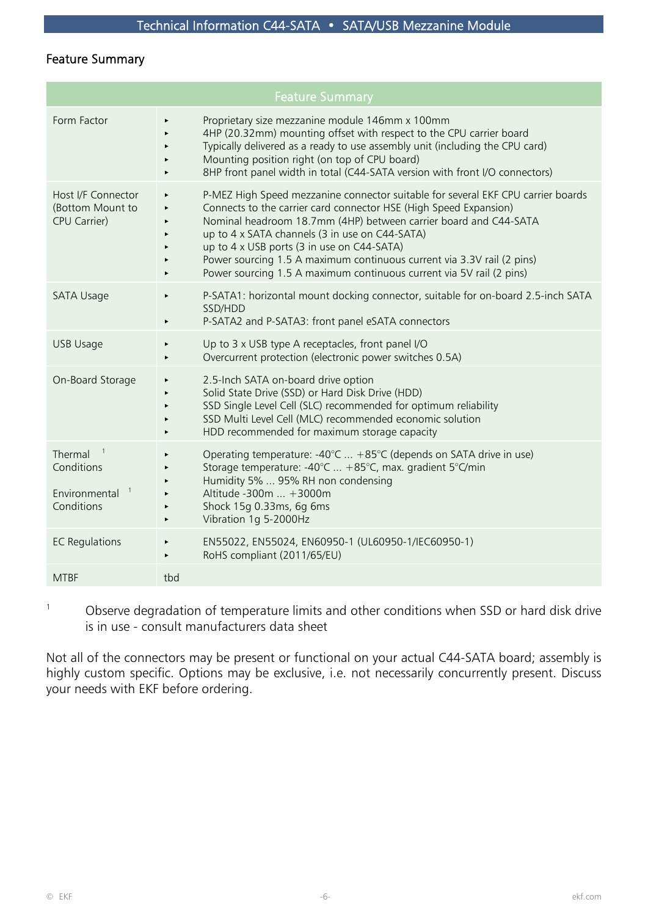## Feature Summary

| Feature Summary | |
|---|---|
| Form Factor | ▸ Proprietary size mezzanine module 146mm x 100mm<br>▸ 4HP (20.32mm) mounting offset with respect to the CPU carrier board<br>▸ Typically delivered as a ready to use assembly unit (including the CPU card)<br>▸ Mounting position right (on top of CPU board)<br>▸ 8HP front panel width in total (C44-SATA version with front I/O connectors) |
| Host I/F Connector (Bottom Mount to CPU Carrier) | ▸ P-MEZ High Speed mezzanine connector suitable for several EKF CPU carrier boards<br>▸ Connects to the carrier card connector HSE (High Speed Expansion)<br>▸ Nominal headroom 18.7mm (4HP) between carrier board and C44-SATA<br>▸ up to 4 x SATA channels (3 in use on C44-SATA)<br>▸ up to 4 x USB ports (3 in use on C44-SATA)<br>▸ Power sourcing 1.5 A maximum continuous current via 3.3V rail (2 pins)<br>▸ Power sourcing 1.5 A maximum continuous current via 5V rail (2 pins) |
| SATA Usage | ▸ P-SATA1: horizontal mount docking connector, suitable for on-board 2.5-inch SATA SSD/HDD<br>▸ P-SATA2 and P-SATA3: front panel eSATA connectors |
| USB Usage | ▸ Up to 3 x USB type A receptacles, front panel I/O<br>▸ Overcurrent protection (electronic power switches 0.5A) |
| On-Board Storage | ▸ 2.5-Inch SATA on-board drive option<br>▸ Solid State Drive (SSD) or Hard Disk Drive (HDD)<br>▸ SSD Single Level Cell (SLC) recommended for optimum reliability<br>▸ SSD Multi Level Cell (MLC) recommended economic solution<br>▸ HDD recommended for maximum storage capacity |
| Thermal Conditions [1]<br><br>Environmental Conditions [1] | ▸ Operating temperature: -40°C ... +85°C (depends on SATA drive in use)<br>▸ Storage temperature: -40°C ... +85°C, max. gradient 5°C/min<br>▸ Humidity 5% ... 95% RH non condensing<br>▸ Altitude -300m ... +3000m<br>▸ Shock 15g 0.33ms, 6g 6ms<br>▸ Vibration 1g 5-2000Hz |
| EC Regulations | ▸ EN55022, EN55024, EN60950-1 (UL60950-1/IEC60950-1)<br>▸ RoHS compliant (2011/65/EU) |
| MTBF | tbd |

[1] Observe degradation of temperature limits and other conditions when SSD or hard disk drive is in use - consult manufacturers data sheet

Not all of the connectors may be present or functional on your actual C44-SATA board; assembly is highly custom specific. Options may be exclusive, i.e. not necessarily concurrently present. Discuss your needs with EKF before ordering.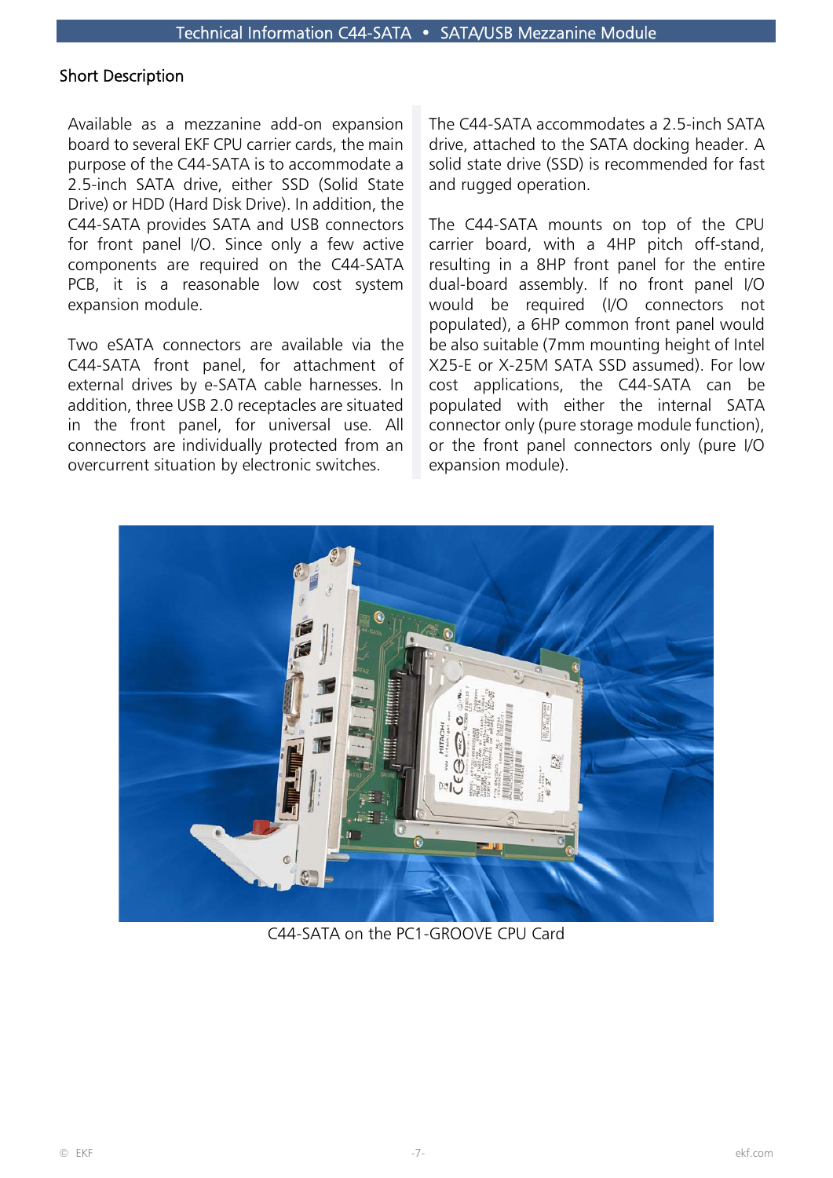## Short Description

Available as a mezzanine add-on expansion board to several EKF CPU carrier cards, the main purpose of the C44-SATA is to accommodate a 2.5-inch SATA drive, either SSD (Solid State Drive) or HDD (Hard Disk Drive). In addition, the C44-SATA provides SATA and USB connectors for front panel I/O. Since only a few active components are required on the C44-SATA PCB, it is a reasonable low cost system expansion module.

Two eSATA connectors are available via the C44-SATA front panel, for attachment of external drives by e-SATA cable harnesses. In addition, three USB 2.0 receptacles are situated in the front panel, for universal use. All connectors are individually protected from an overcurrent situation by electronic switches.

The C44-SATA accommodates a 2.5-inch SATA drive, attached to the SATA docking header. A solid state drive (SSD) is recommended for fast and rugged operation.

The C44-SATA mounts on top of the CPU carrier board, with a 4HP pitch off-stand, resulting in a 8HP front panel for the entire dual-board assembly. If no front panel I/O would be required (I/O connectors not populated), a 6HP common front panel would be also suitable (7mm mounting height of Intel X25-E or X-25M SATA SSD assumed). For low cost applications, the C44-SATA can be populated with either the internal SATA connector only (pure storage module function), or the front panel connectors only (pure I/O expansion module).

C44-SATA on the PC1-GROOVE CPU Card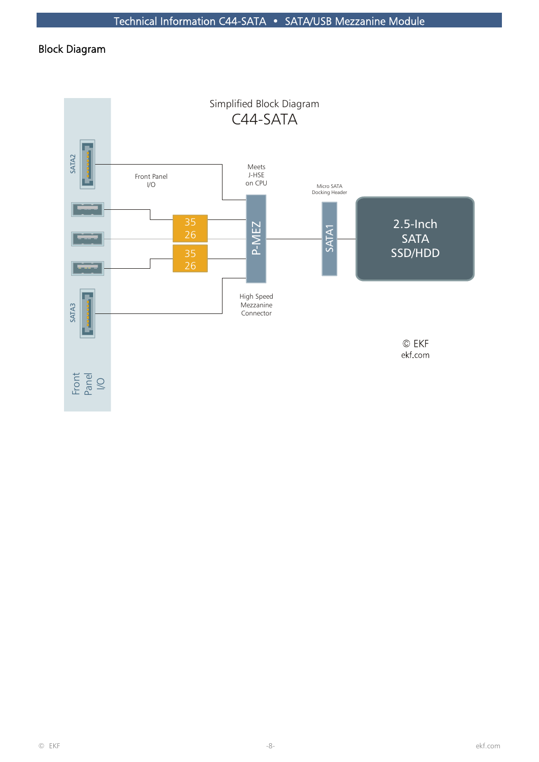## Block Diagram

Simplified Block Diagram

C44-SATA

SATA2

Front Panel I/O

Meets J-HSE on CPU

Micro SATA Docking Header

35 26

35 26

P-MEZ

SATA1

2.5-Inch SATA SSD/HDD

SATA3

High Speed Mezzanine Connector

© EKF
ekf.com

Front Panel I/O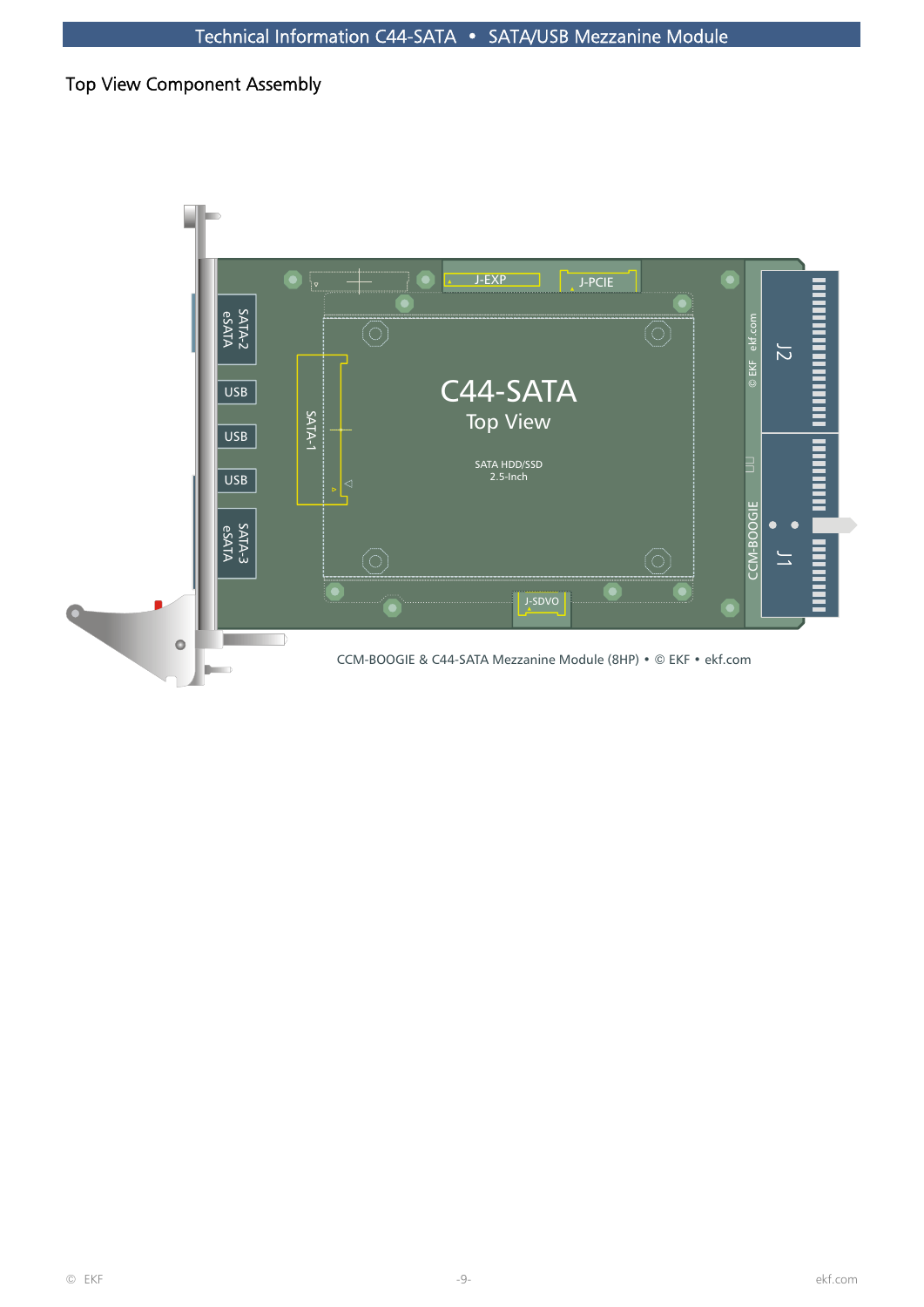## Top View Component Assembly

CCM-BOOGIE & C44-SATA Mezzanine Module (8HP) • © EKF • ekf.com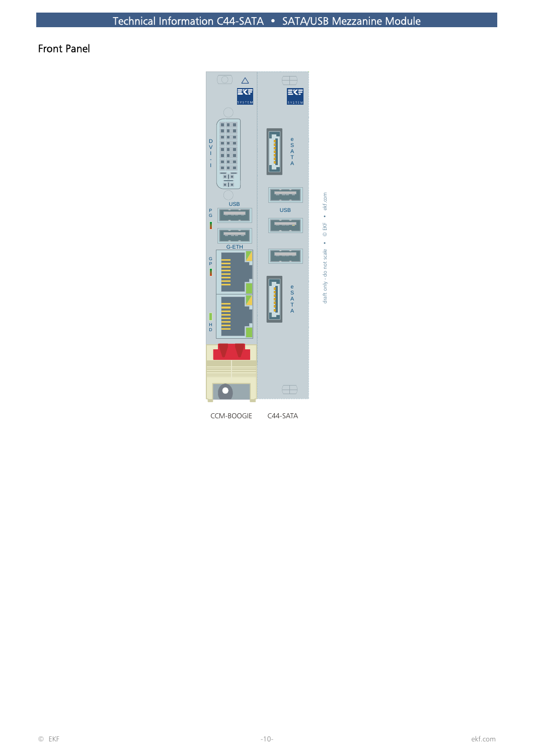## Front Panel

CCM-BOOGIE C44-SATA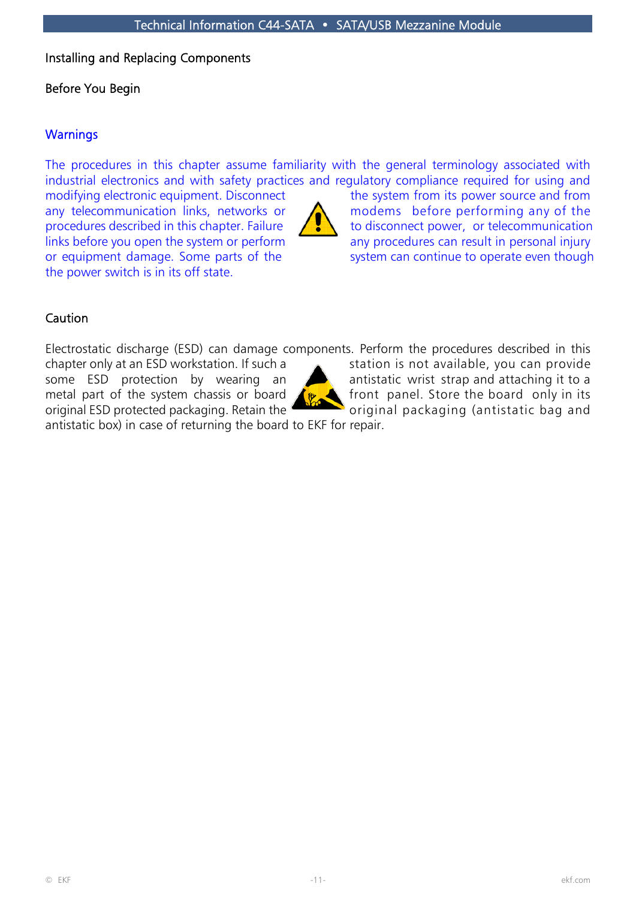## Installing and Replacing Components

### Before You Begin

#### Warnings

The procedures in this chapter assume familiarity with the general terminology associated with industrial electronics and with safety practices and regulatory compliance required for using and modifying electronic equipment. Disconnect the system from its power source and from any telecommunication links, networks or modems before performing any of the procedures described in this chapter. Failure to disconnect power, or telecommunication links before you open the system or perform any procedures can result in personal injury or equipment damage. Some parts of the system can continue to operate even though the power switch is in its off state.

#### Caution

Electrostatic discharge (ESD) can damage components. Perform the procedures described in this chapter only at an ESD workstation. If such a station is not available, you can provide some ESD protection by wearing an antistatic wrist strap and attaching it to a metal part of the system chassis or board front panel. Store the board only in its original ESD protected packaging. Retain the original packaging (antistatic bag and antistatic box) in case of returning the board to EKF for repair.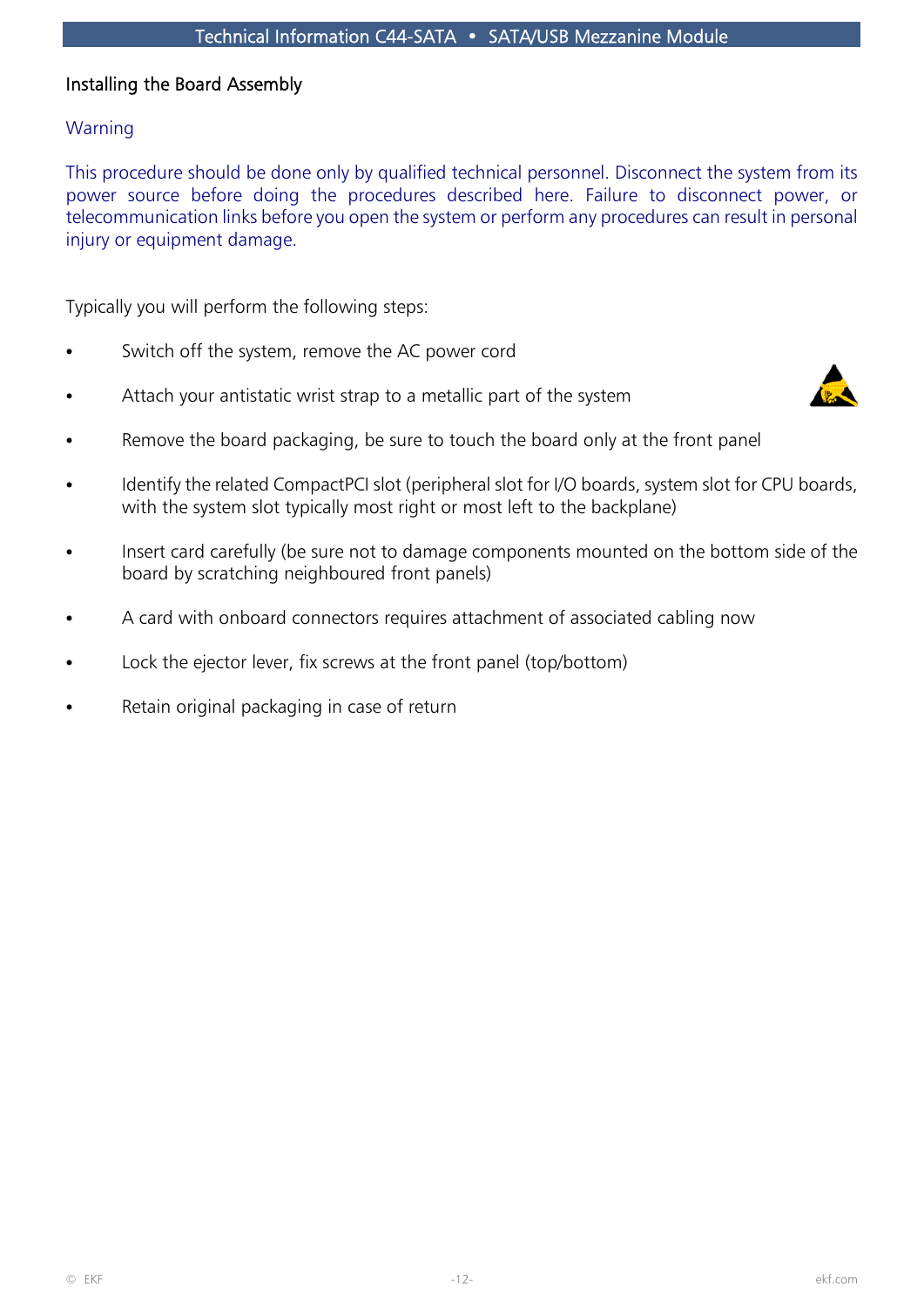## Installing the Board Assembly

### Warning

This procedure should be done only by qualified technical personnel. Disconnect the system from its power source before doing the procedures described here. Failure to disconnect power, or telecommunication links before you open the system or perform any procedures can result in personal injury or equipment damage.

Typically you will perform the following steps:

- Switch off the system, remove the AC power cord
- Attach your antistatic wrist strap to a metallic part of the system
- Remove the board packaging, be sure to touch the board only at the front panel
- Identify the related CompactPCI slot (peripheral slot for I/O boards, system slot for CPU boards, with the system slot typically most right or most left to the backplane)
- Insert card carefully (be sure not to damage components mounted on the bottom side of the board by scratching neighboured front panels)
- A card with onboard connectors requires attachment of associated cabling now
- Lock the ejector lever, fix screws at the front panel (top/bottom)
- Retain original packaging in case of return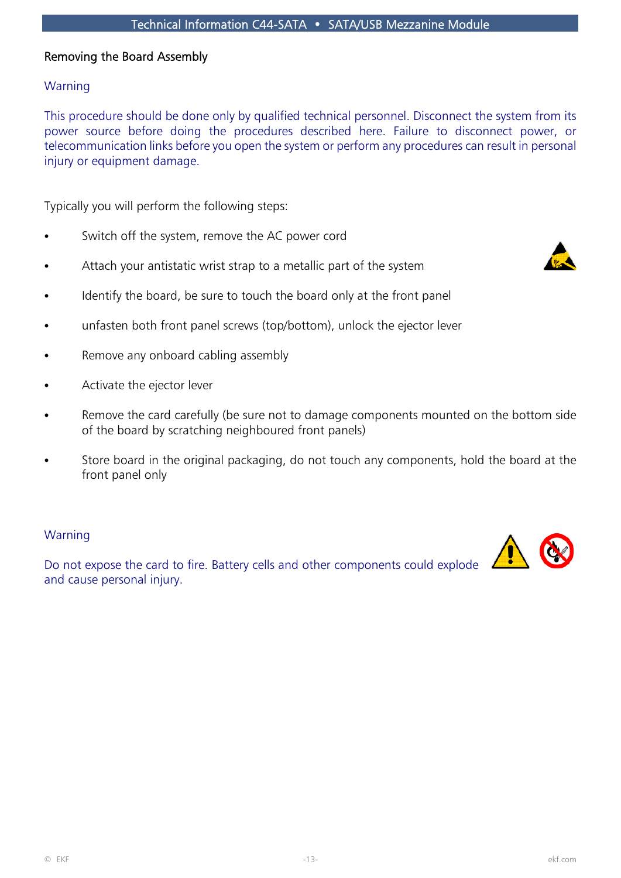## Removing the Board Assembly

### Warning

This procedure should be done only by qualified technical personnel. Disconnect the system from its power source before doing the procedures described here. Failure to disconnect power, or telecommunication links before you open the system or perform any procedures can result in personal injury or equipment damage.

Typically you will perform the following steps:

- Switch off the system, remove the AC power cord
- Attach your antistatic wrist strap to a metallic part of the system
- Identify the board, be sure to touch the board only at the front panel
- unfasten both front panel screws (top/bottom), unlock the ejector lever
- Remove any onboard cabling assembly
- Activate the ejector lever
- Remove the card carefully (be sure not to damage components mounted on the bottom side of the board by scratching neighboured front panels)
- Store board in the original packaging, do not touch any components, hold the board at the front panel only

### Warning

Do not expose the card to fire. Battery cells and other components could explode and cause personal injury.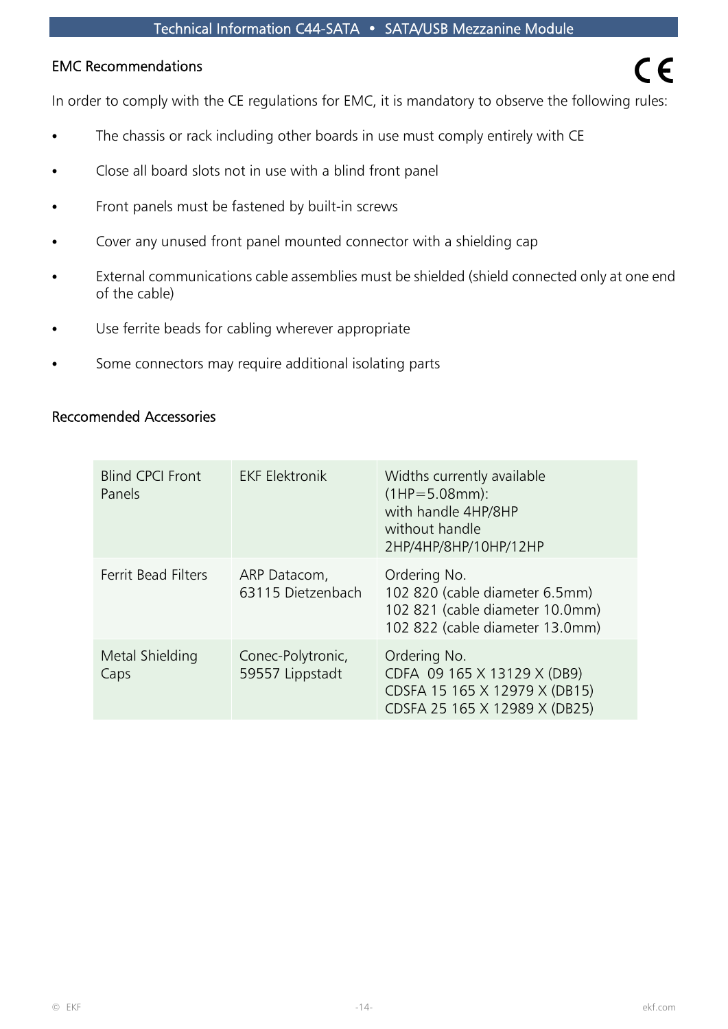## EMC Recommendations

CE

In order to comply with the CE regulations for EMC, it is mandatory to observe the following rules:

- The chassis or rack including other boards in use must comply entirely with CE
- Close all board slots not in use with a blind front panel
- Front panels must be fastened by built-in screws
- Cover any unused front panel mounted connector with a shielding cap
- External communications cable assemblies must be shielded (shield connected only at one end of the cable)
- Use ferrite beads for cabling wherever appropriate
- Some connectors may require additional isolating parts

## Reccomended Accessories

| | | |
|---|---|---|
| Blind CPCI Front Panels | EKF Elektronik | Widths currently available (1HP=5.08mm):<br>with handle 4HP/8HP<br>without handle 2HP/4HP/8HP/10HP/12HP |
| Ferrit Bead Filters | ARP Datacom, 63115 Dietzenbach | Ordering No.<br>102 820 (cable diameter 6.5mm)<br>102 821 (cable diameter 10.0mm)<br>102 822 (cable diameter 13.0mm) |
| Metal Shielding Caps | Conec-Polytronic, 59557 Lippstadt | Ordering No.<br>CDFA 09 165 X 13129 X (DB9)<br>CDSFA 15 165 X 12979 X (DB15)<br>CDSFA 25 165 X 12989 X (DB25) |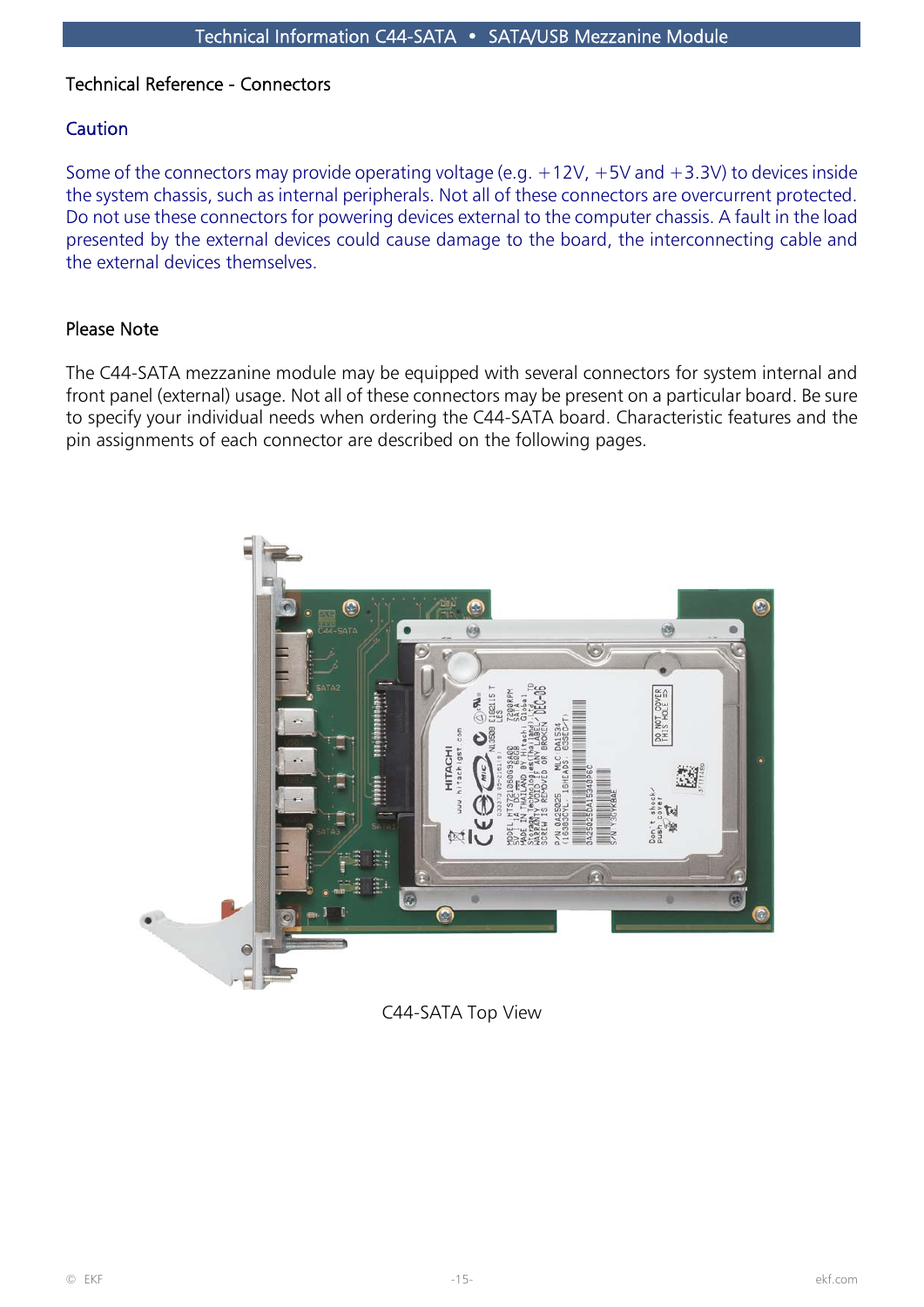## Technical Reference - Connectors

### Caution

Some of the connectors may provide operating voltage (e.g. +12V, +5V and +3.3V) to devices inside the system chassis, such as internal peripherals. Not all of these connectors are overcurrent protected. Do not use these connectors for powering devices external to the computer chassis. A fault in the load presented by the external devices could cause damage to the board, the interconnecting cable and the external devices themselves.

### Please Note

The C44-SATA mezzanine module may be equipped with several connectors for system internal and front panel (external) usage. Not all of these connectors may be present on a particular board. Be sure to specify your individual needs when ordering the C44-SATA board. Characteristic features and the pin assignments of each connector are described on the following pages.

C44-SATA Top View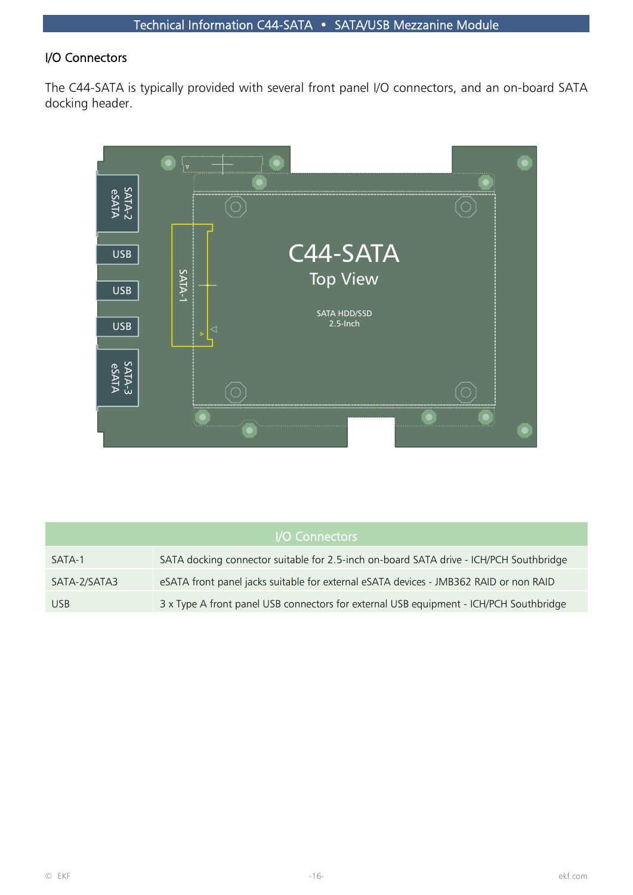## I/O Connectors

The C44-SATA is typically provided with several front panel I/O connectors, and an on-board SATA docking header.

| I/O Connectors | |
|---|---|
| SATA-1 | SATA docking connector suitable for 2.5-inch on-board SATA drive - ICH/PCH Southbridge |
| SATA-2/SATA3 | eSATA front panel jacks suitable for external eSATA devices - JMB362 RAID or non RAID |
| USB | 3 x Type A front panel USB connectors for external USB equipment - ICH/PCH Southbridge |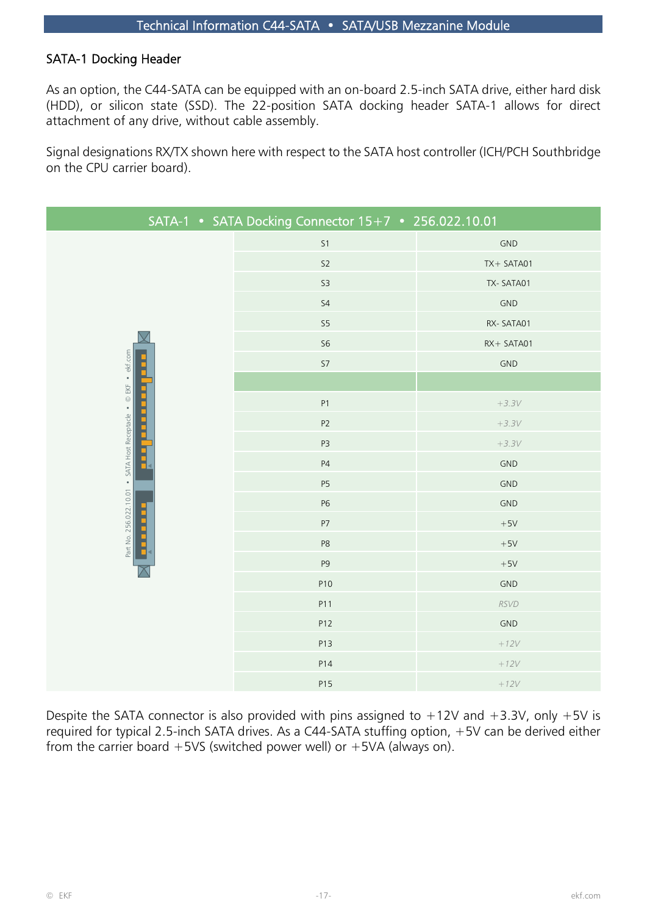## SATA-1 Docking Header

As an option, the C44-SATA can be equipped with an on-board 2.5-inch SATA drive, either hard disk (HDD), or silicon state (SSD). The 22-position SATA docking header SATA-1 allows for direct attachment of any drive, without cable assembly.

Signal designations RX/TX shown here with respect to the SATA host controller (ICH/PCH Southbridge on the CPU carrier board).

| SATA-1 • SATA Docking Connector 15+7 • 256.022.10.01 | |
|---|---|
| S1 | GND |
| S2 | TX+ SATA01 |
| S3 | TX- SATA01 |
| S4 | GND |
| S5 | RX- SATA01 |
| S6 | RX+ SATA01 |
| S7 | GND |
| | |
| P1 | *+3.3V* |
| P2 | *+3.3V* |
| P3 | *+3.3V* |
| P4 | GND |
| P5 | GND |
| P6 | GND |
| P7 | +5V |
| P8 | +5V |
| P9 | +5V |
| P10 | GND |
| P11 | *RSVD* |
| P12 | GND |
| P13 | *+12V* |
| P14 | *+12V* |
| P15 | *+12V* |

Part No. 256.022.10.01 • SATA Host Receptacle • © EKF • ekf.com

Despite the SATA connector is also provided with pins assigned to +12V and +3.3V, only +5V is required for typical 2.5-inch SATA drives. As a C44-SATA stuffing option, +5V can be derived either from the carrier board +5VS (switched power well) or +5VA (always on).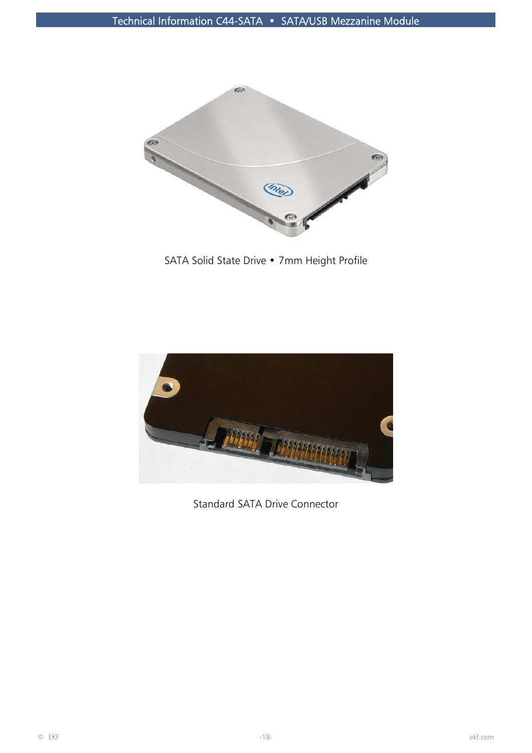SATA Solid State Drive • 7mm Height Profile

Standard SATA Drive Connector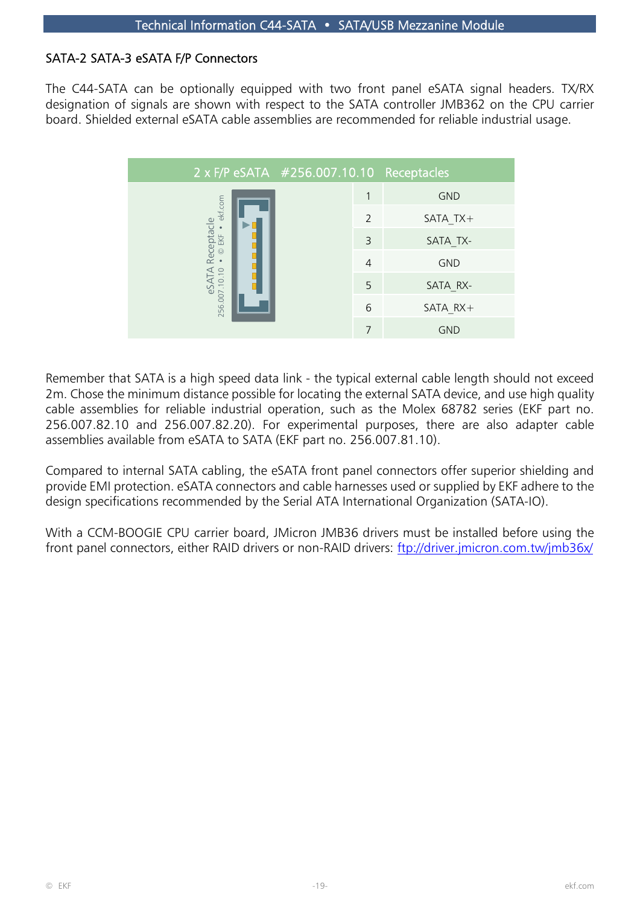## SATA-2 SATA-3 eSATA F/P Connectors

The C44-SATA can be optionally equipped with two front panel eSATA signal headers. TX/RX designation of signals are shown with respect to the SATA controller JMB362 on the CPU carrier board. Shielded external eSATA cable assemblies are recommended for reliable industrial usage.

| 2 x F/P eSATA #256.007.10.10 Receptacles | | |
|---|---|---|
| eSATA Receptacle 256.007.10.10 • © EKF • ekf.com | 1 | GND |
| | 2 | SATA_TX+ |
| | 3 | SATA_TX- |
| | 4 | GND |
| | 5 | SATA_RX- |
| | 6 | SATA_RX+ |
| | 7 | GND |

Remember that SATA is a high speed data link - the typical external cable length should not exceed 2m. Chose the minimum distance possible for locating the external SATA device, and use high quality cable assemblies for reliable industrial operation, such as the Molex 68782 series (EKF part no. 256.007.82.10 and 256.007.82.20). For experimental purposes, there are also adapter cable assemblies available from eSATA to SATA (EKF part no. 256.007.81.10).

Compared to internal SATA cabling, the eSATA front panel connectors offer superior shielding and provide EMI protection. eSATA connectors and cable harnesses used or supplied by EKF adhere to the design specifications recommended by the Serial ATA International Organization (SATA-IO).

With a CCM-BOOGIE CPU carrier board, JMicron JMB36 drivers must be installed before using the front panel connectors, either RAID drivers or non-RAID drivers: [ftp://driver.jmicron.com.tw/jmb36x/](ftp://driver.jmicron.com.tw/jmb36x/)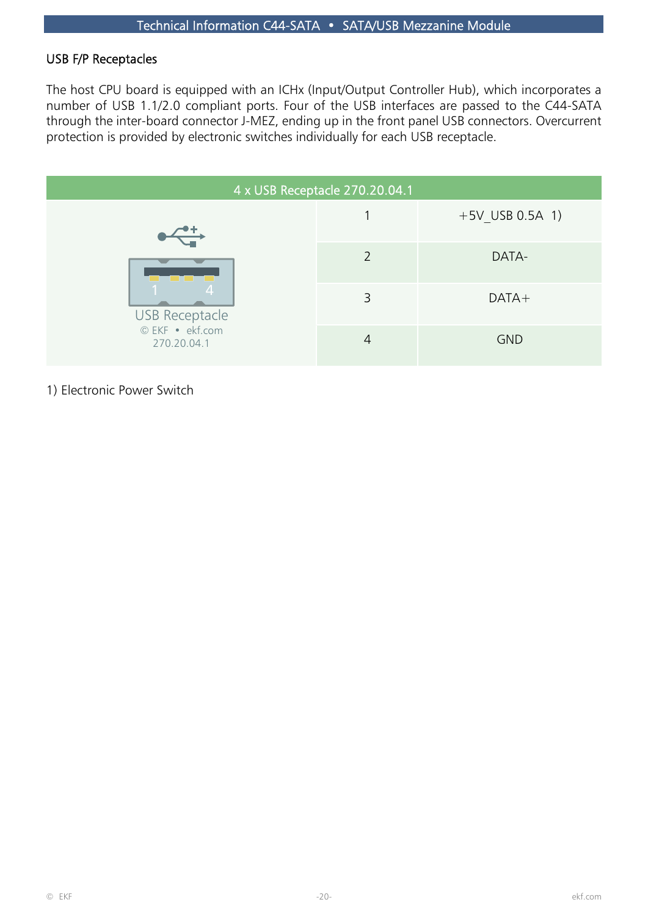## USB F/P Receptacles

The host CPU board is equipped with an ICHx (Input/Output Controller Hub), which incorporates a number of USB 1.1/2.0 compliant ports. Four of the USB interfaces are passed to the C44-SATA through the inter-board connector J-MEZ, ending up in the front panel USB connectors. Overcurrent protection is provided by electronic switches individually for each USB receptacle.

| 4 x USB Receptacle 270.20.04.1 | | |
|---|---|---|
| USB Receptacle © EKF • ekf.com 270.20.04.1 | 1 | +5V_USB 0.5A 1) |
| | 2 | DATA- |
| | 3 | DATA+ |
| | 4 | GND |

1) Electronic Power Switch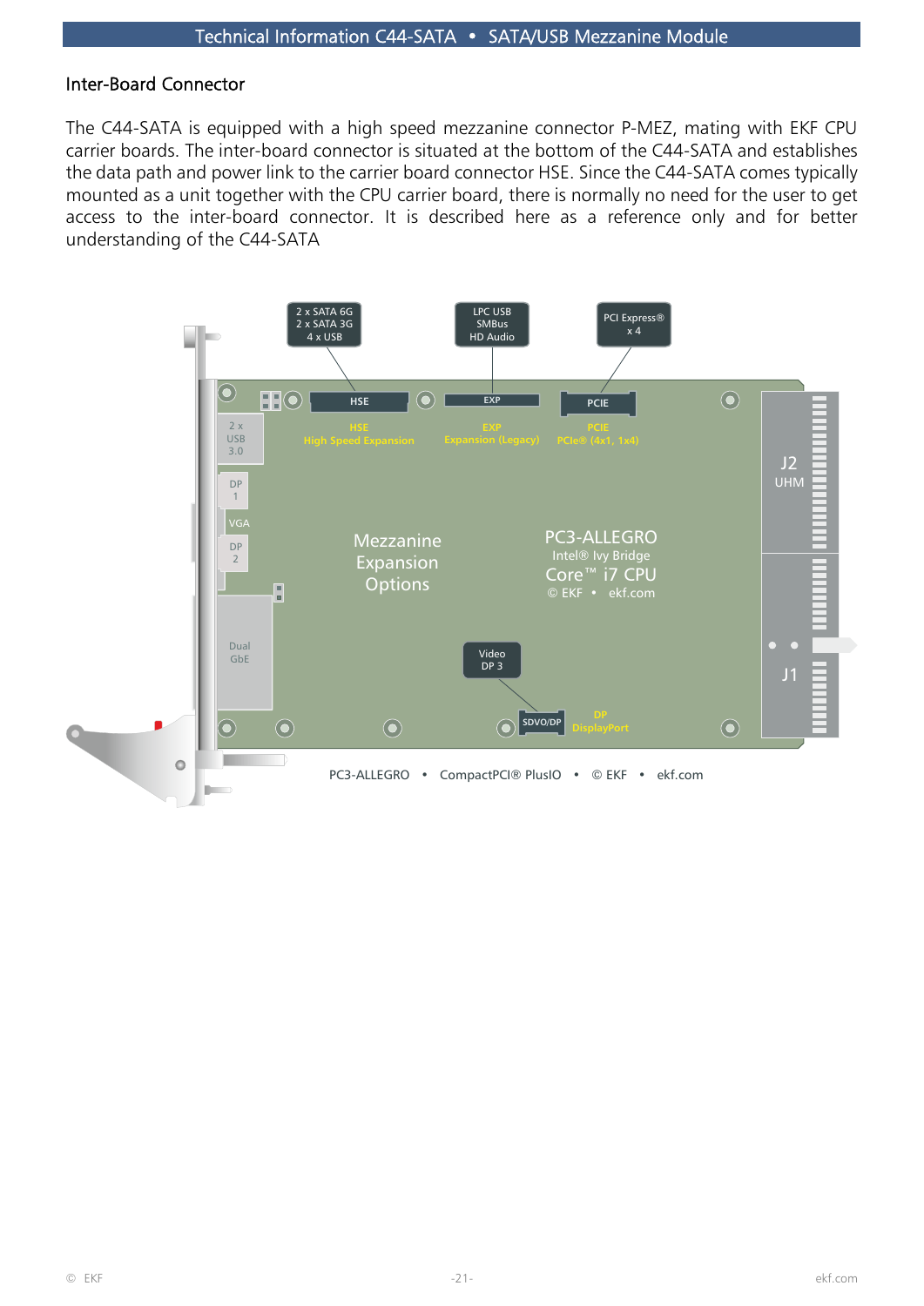## Inter-Board Connector

The C44-SATA is equipped with a high speed mezzanine connector P-MEZ, mating with EKF CPU carrier boards. The inter-board connector is situated at the bottom of the C44-SATA and establishes the data path and power link to the carrier board connector HSE. Since the C44-SATA comes typically mounted as a unit together with the CPU carrier board, there is normally no need for the user to get access to the inter-board connector. It is described here as a reference only and for better understanding of the C44-SATA

2 x SATA 6G
2 x SATA 3G
4 x USB

LPC USB
SMBus
HD Audio

PCI Express®
x 4

HSE
High Speed Expansion

EXP
Expansion (Legacy)

PCIE
PCIe® (4x1, 1x4)

2 x USB 3.0

DP 1

VGA

DP 2

Dual GbE

Mezzanine Expansion Options

PC3-ALLEGRO
Intel® Ivy Bridge
Core™ i7 CPU
© EKF • ekf.com

J2
UHM

J1

Video
DP 3

SDVO/DP

DP
DisplayPort

PC3-ALLEGRO • CompactPCI® PlusIO • © EKF • ekf.com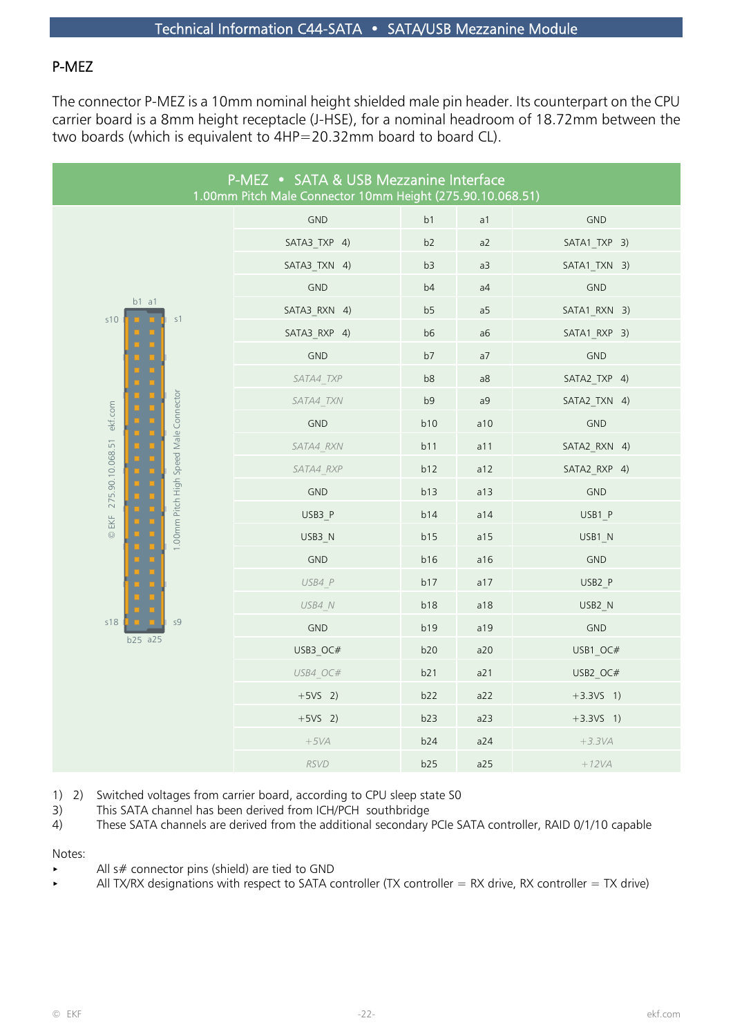## P-MEZ

The connector P-MEZ is a 10mm nominal height shielded male pin header. Its counterpart on the CPU carrier board is a 8mm height receptacle (J-HSE), for a nominal headroom of 18.72mm between the two boards (which is equivalent to 4HP=20.32mm board to board CL).

| P-MEZ • SATA & USB Mezzanine Interface<br>1.00mm Pitch Male Connector 10mm Height (275.90.10.068.51) | | | |
|---|---|---|---|
| GND | b1 | a1 | GND |
| SATA3_TXP 4) | b2 | a2 | SATA1_TXP 3) |
| SATA3_TXN 4) | b3 | a3 | SATA1_TXN 3) |
| GND | b4 | a4 | GND |
| SATA3_RXN 4) | b5 | a5 | SATA1_RXN 3) |
| SATA3_RXP 4) | b6 | a6 | SATA1_RXP 3) |
| GND | b7 | a7 | GND |
| *SATA4_TXP* | b8 | a8 | SATA2_TXP 4) |
| *SATA4_TXN* | b9 | a9 | SATA2_TXN 4) |
| GND | b10 | a10 | GND |
| *SATA4_RXN* | b11 | a11 | SATA2_RXN 4) |
| *SATA4_RXP* | b12 | a12 | SATA2_RXP 4) |
| GND | b13 | a13 | GND |
| USB3_P | b14 | a14 | USB1_P |
| USB3_N | b15 | a15 | USB1_N |
| GND | b16 | a16 | GND |
| *USB4_P* | b17 | a17 | USB2_P |
| *USB4_N* | b18 | a18 | USB2_N |
| GND | b19 | a19 | GND |
| USB3_OC# | b20 | a20 | USB1_OC# |
| *USB4_OC#* | b21 | a21 | USB2_OC# |
| +5VS 2) | b22 | a22 | +3.3VS 1) |
| +5VS 2) | b23 | a23 | +3.3VS 1) |
| *+5VA* | b24 | a24 | *+3.3VA* |
| *RSVD* | b25 | a25 | *+12VA* |

1) 2) Switched voltages from carrier board, according to CPU sleep state S0
3) This SATA channel has been derived from ICH/PCH southbridge
4) These SATA channels are derived from the additional secondary PCIe SATA controller, RAID 0/1/10 capable

Notes:

- All s# connector pins (shield) are tied to GND
- All TX/RX designations with respect to SATA controller (TX controller = RX drive, RX controller = TX drive)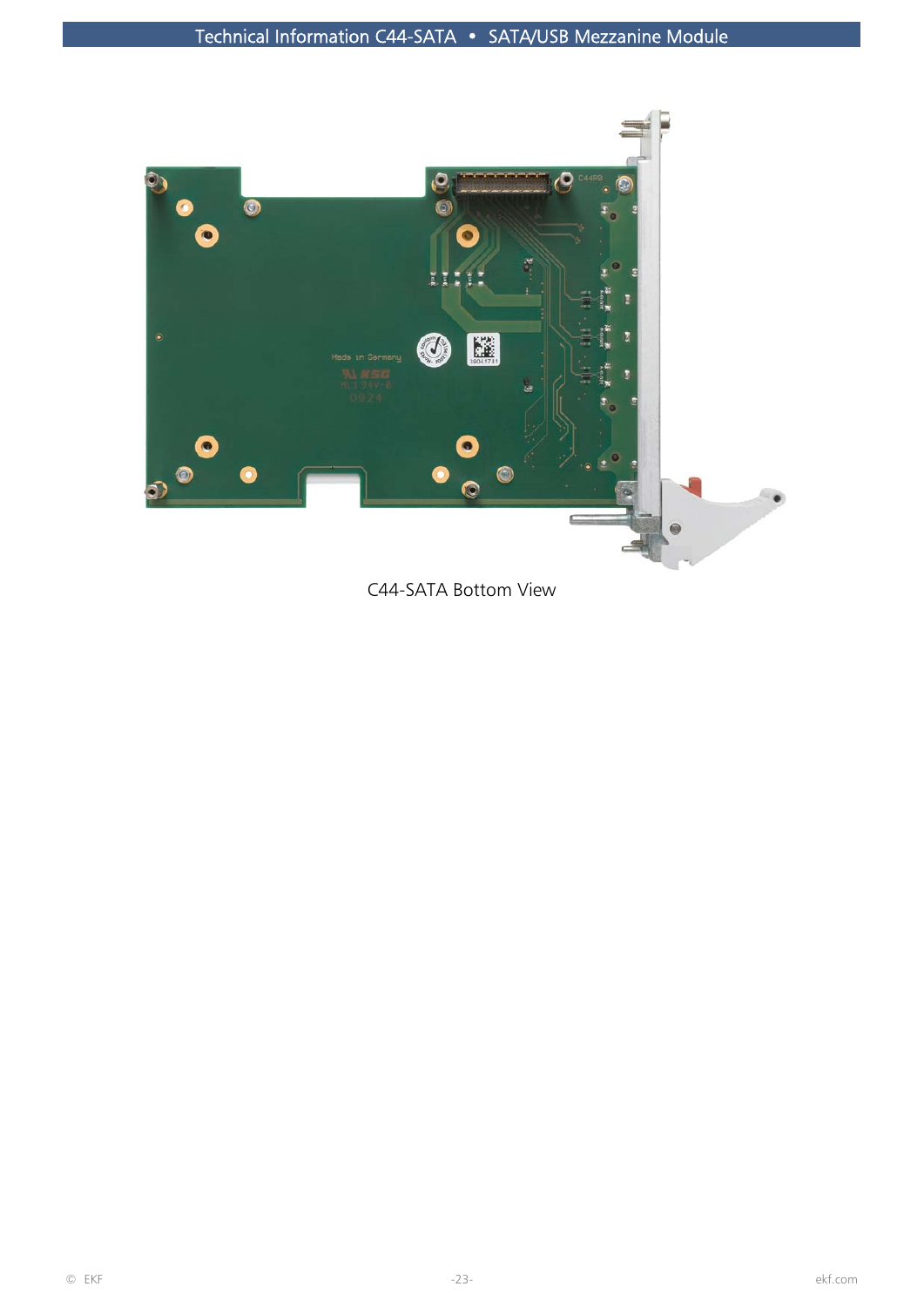C44-SATA Bottom View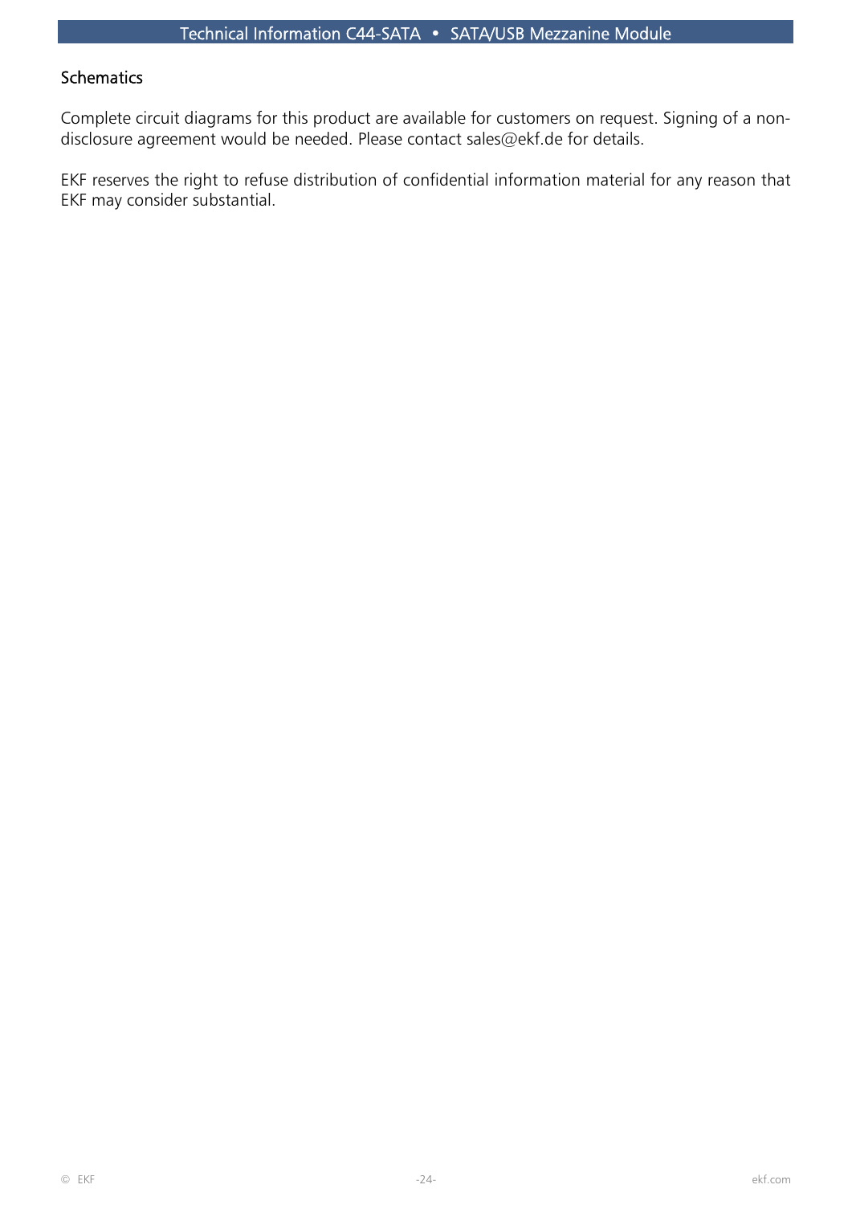## Schematics

Complete circuit diagrams for this product are available for customers on request. Signing of a non-disclosure agreement would be needed. Please contact sales@ekf.de for details.

EKF reserves the right to refuse distribution of confidential information material for any reason that EKF may consider substantial.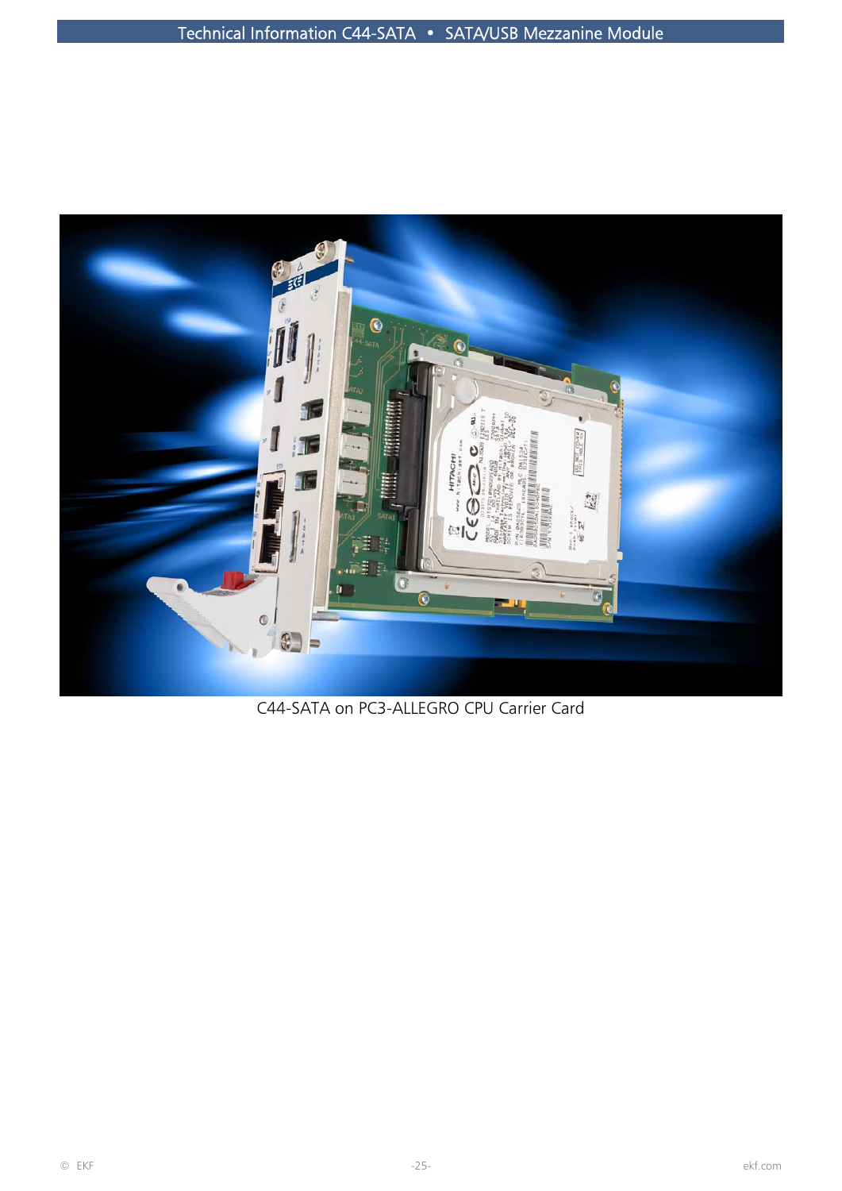C44-SATA on PC3-ALLEGRO CPU Carrier Card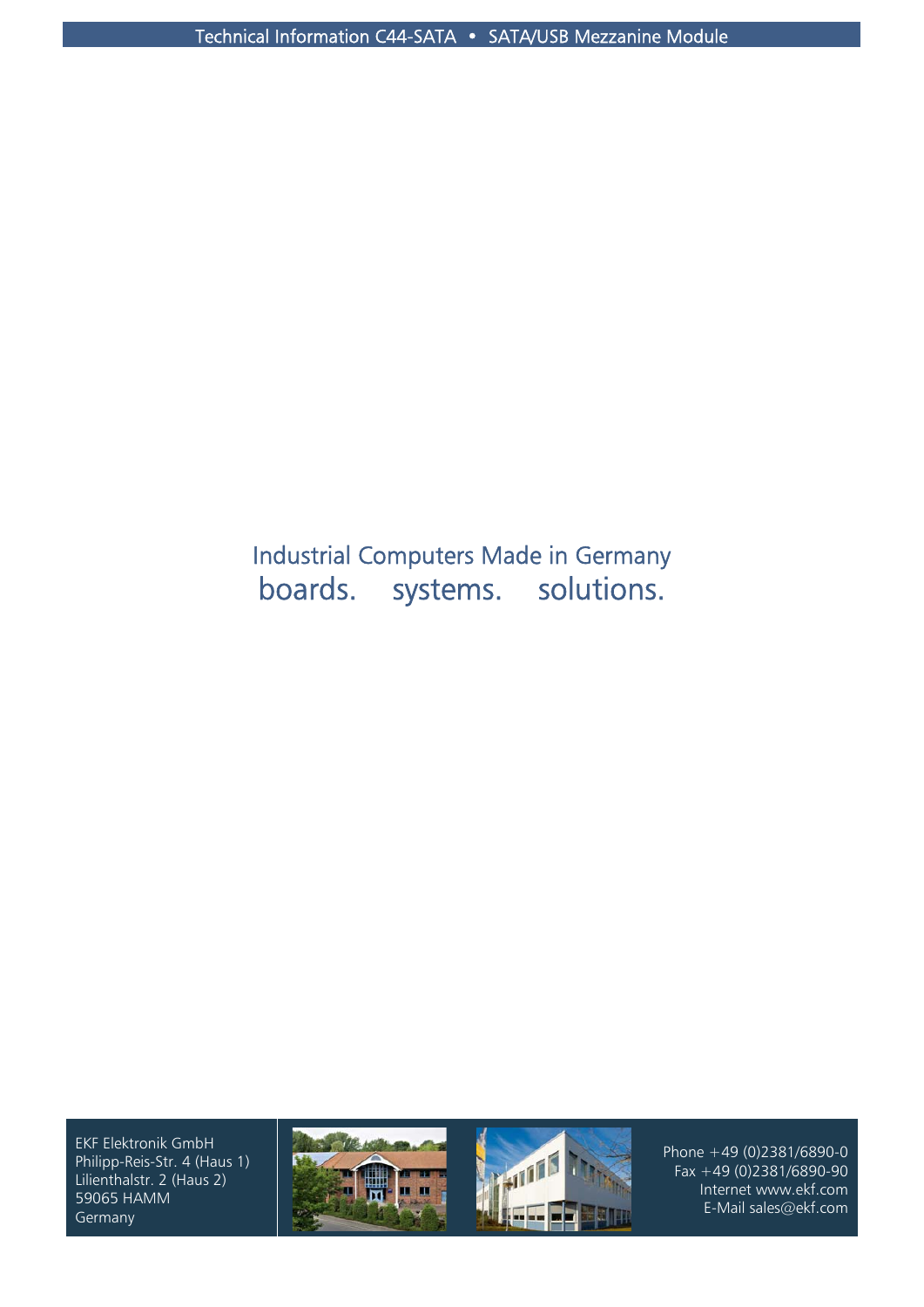Industrial Computers Made in Germany

boards. systems. solutions.

EKF Elektronik GmbH
Philipp-Reis-Str. 4 (Haus 1)
Lilienthalstr. 2 (Haus 2)
59065 HAMM
Germany

Phone +49 (0)2381/6890-0
Fax +49 (0)2381/6890-90
Internet www.ekf.com
E-Mail sales@ekf.com